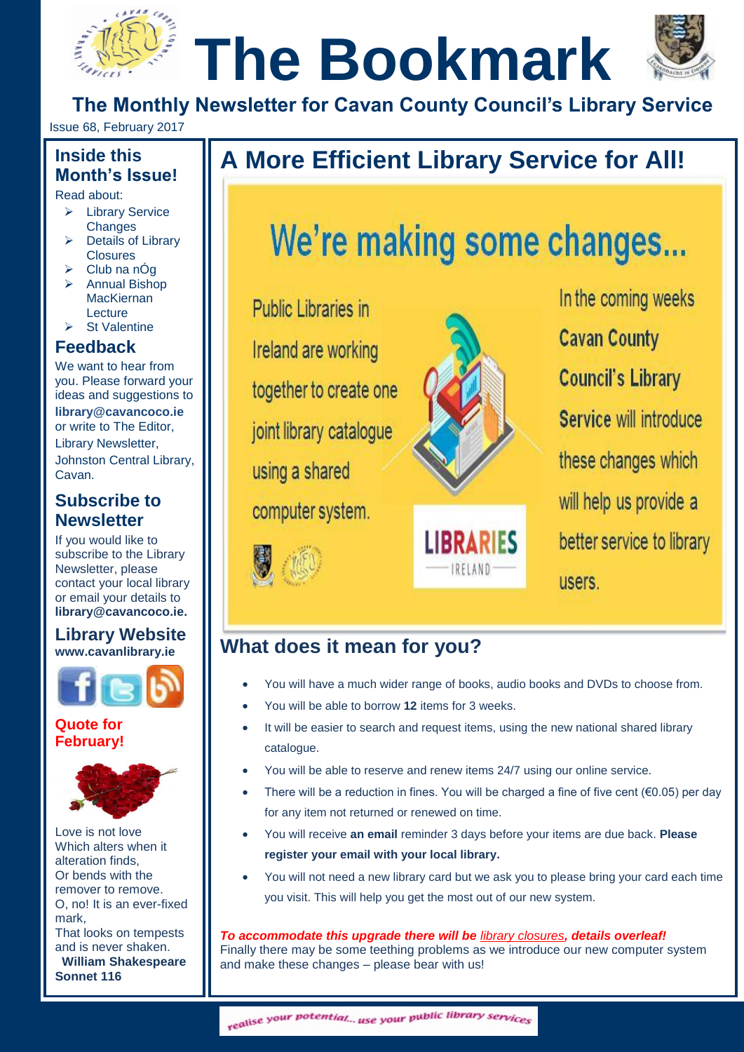# The Bookmark

**The Monthly Newsletter for Cavan County Council's Library Service**

Issue 68, February 2017

## Inside this Month's Issue!

Read about:

- Library Service Changes
- Details of Library Closures
- Club na nÓg
- Annual Bishop MacKiernan Lecture
- St Valentine

## Feedback

We want to hear from you. Please forward your ideas and suggestions to **library@cavancoco.ie** or write to The Editor, Library Newsletter, Johnston Central Library, Cavan.

## Subscribe to Newsletter

If you would like to subscribe to the Library Newsletter, please contact your local library or email your details to **library@cavancoco.ie.**

## Library Website

**www.cavanlibrary.ie**

## Quote for February!

Love is not love
Which alters when it alteration finds,
Or bends with the remover to remove.
O, no! It is an ever-fixed mark,
That looks on tempests and is never shaken.

**William Shakespeare Sonnet 116**

# A More Efficient Library Service for All!

## We're making some changes...

Public Libraries in Ireland are working together to create one joint library catalogue using a shared computer system.

In the coming weeks Cavan County Council's Library Service will introduce these changes which will help us provide a better service to library users.

LIBRARIES IRELAND

## What does it mean for you?

- You will have a much wider range of books, audio books and DVDs to choose from.
- You will be able to borrow **12** items for 3 weeks.
- It will be easier to search and request items, using the new national shared library catalogue.
- You will be able to reserve and renew items 24/7 using our online service.
- There will be a reduction in fines. You will be charged a fine of five cent (€0.05) per day for any item not returned or renewed on time.
- You will receive **an email** reminder 3 days before your items are due back. **Please register your email with your local library.**
- You will not need a new library card but we ask you to please bring your card each time you visit. This will help you get the most out of our new system.

***To accommodate this upgrade there will be library closures, details overleaf!***

Finally there may be some teething problems as we introduce our new computer system and make these changes – please bear with us!

*realise your potential... use your public library services*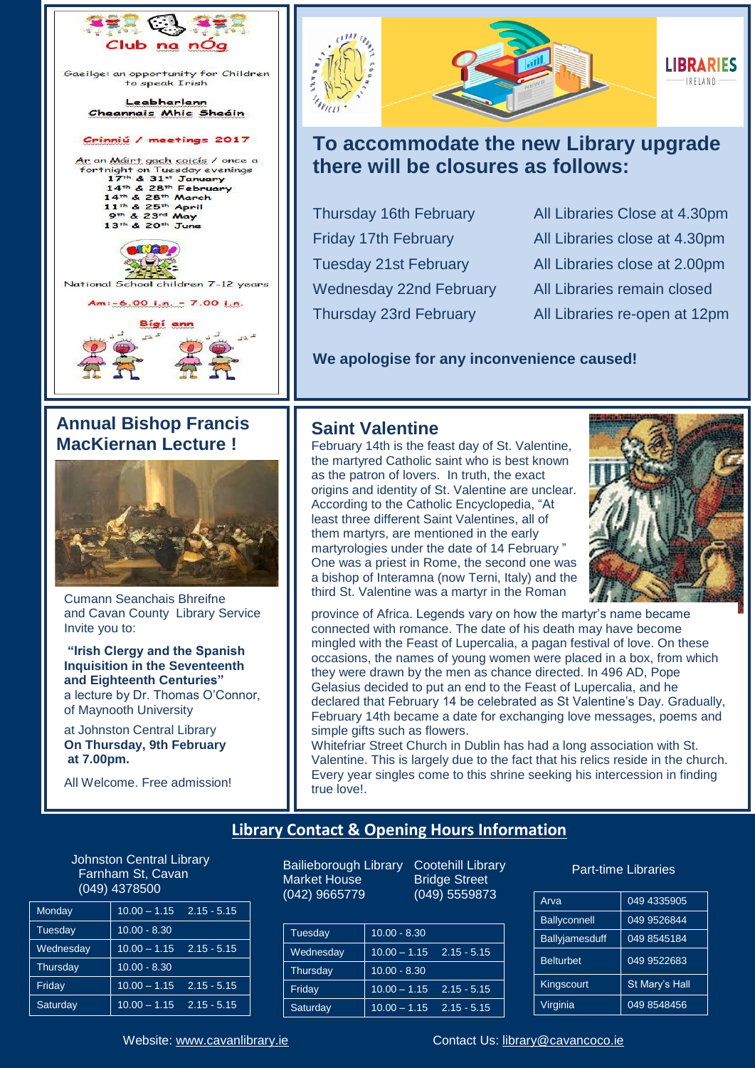## Club na nÓg

Gaeilge: an opportunity for Children to speak Irish

**Leabharlann Cheannais Mhic Sheáin**

**Cruinniú / meetings 2017**

Ar an Máirt gach coicís / once a fortnight on Tuesday evenings
17th & 31st January
14th & 28th February
14th & 28th March
11th & 25th April
9th & 23rd May
13th & 20th June

National School children 7-12 years

Am:-6.00 i.n. - 7.00 i.n.

Bígí ann

## To accommodate the new Library upgrade there will be closures as follows:

| | |
|---|---|
| Thursday 16th February | All Libraries Close at 4.30pm |
| Friday 17th February | All Libraries close at 4.30pm |
| Tuesday 21st February | All Libraries close at 2.00pm |
| Wednesday 22nd February | All Libraries remain closed |
| Thursday 23rd February | All Libraries re-open at 12pm |

**We apologise for any inconvenience caused!**

## Annual Bishop Francis MacKiernan Lecture !

Cumann Seanchais Bhreifne and Cavan County Library Service Invite you to:

**"Irish Clergy and the Spanish Inquisition in the Seventeenth and Eighteenth Centuries"**
a lecture by Dr. Thomas O'Connor, of Maynooth University

at Johnston Central Library
**On Thursday, 9th February at 7.00pm.**

All Welcome. Free admission!

## Saint Valentine

February 14th is the feast day of St. Valentine, the martyred Catholic saint who is best known as the patron of lovers. In truth, the exact origins and identity of St. Valentine are unclear. According to the Catholic Encyclopedia, "At least three different Saint Valentines, all of them martyrs, are mentioned in the early martyrologies under the date of 14 February " One was a priest in Rome, the second one was a bishop of Interamna (now Terni, Italy) and the third St. Valentine was a martyr in the Roman province of Africa. Legends vary on how the martyr's name became connected with romance. The date of his death may have become mingled with the Feast of Lupercalia, a pagan festival of love. On these occasions, the names of young women were placed in a box, from which they were drawn by the men as chance directed. In 496 AD, Pope Gelasius decided to put an end to the Feast of Lupercalia, and he declared that February 14 be celebrated as St Valentine's Day. Gradually, February 14th became a date for exchanging love messages, poems and simple gifts such as flowers.

Whitefriar Street Church in Dublin has had a long association with St. Valentine. This is largely due to the fact that his relics reside in the church. Every year singles come to this shrine seeking his intercession in finding true love!.

## Library Contact & Opening Hours Information

Johnston Central Library
Farnham St, Cavan
(049) 4378500

| | |
|---|---|
| Monday | 10.00 – 1.15  2.15 - 5.15 |
| Tuesday | 10.00 - 8.30 |
| Wednesday | 10.00 – 1.15  2.15 - 5.15 |
| Thursday | 10.00 - 8.30 |
| Friday | 10.00 – 1.15  2.15 - 5.15 |
| Saturday | 10.00 – 1.15  2.15 - 5.15 |

Bailieborough Library
Market House
(042) 9665779

Cootehill Library
Bridge Street
(049) 5559873

| | |
|---|---|
| Tuesday | 10.00 - 8.30 |
| Wednesday | 10.00 – 1.15  2.15 - 5.15 |
| Thursday | 10.00 - 8.30 |
| Friday | 10.00 – 1.15  2.15 - 5.15 |
| Saturday | 10.00 – 1.15  2.15 - 5.15 |

Part-time Libraries

| | |
|---|---|
| Arva | 049 4335905 |
| Ballyconnell | 049 9526844 |
| Ballyjamesduff | 049 8545184 |
| Belturbet | 049 9522683 |
| Kingscourt | St Mary's Hall |
| Virginia | 049 8548456 |

Website: www.cavanlibrary.ie

Contact Us: library@cavancoco.ie